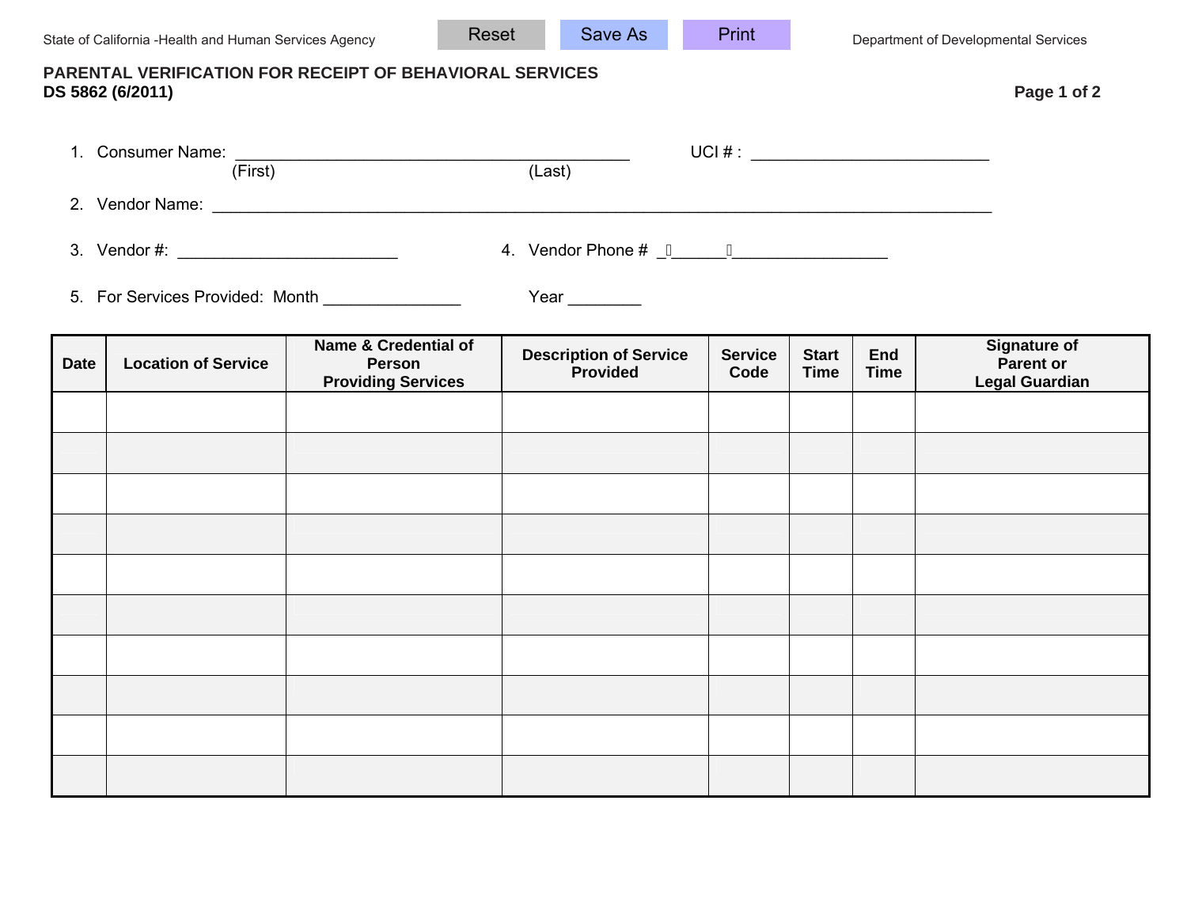State of California -Health and Human Services Agency

Department of Developmental Services

## PARENTAL VERIFICATION FOR RECEIPT OF BEHAVIORAL SERVICES

**DS 5862 (6/2011)**

1. Consumer Name: ___________________________________________ UCI # : __________________________
   (First) (Last)
2. Vendor Name: ______________________________________________________________________________________
3. Vendor #: ________________________
4. Vendor Phone # _(______)_________________
5. For Services Provided: Month _______________ Year ________

| Date | Location of Service | Name & Credential of Person Providing Services | Description of Service Provided | Service Code | Start Time | End Time | Signature of Parent or Legal Guardian |
|---|---|---|---|---|---|---|---|
| | | | | | | | |
| | | | | | | | |
| | | | | | | | |
| | | | | | | | |
| | | | | | | | |
| | | | | | | | |
| | | | | | | | |
| | | | | | | | |
| | | | | | | | |
| | | | | | | | |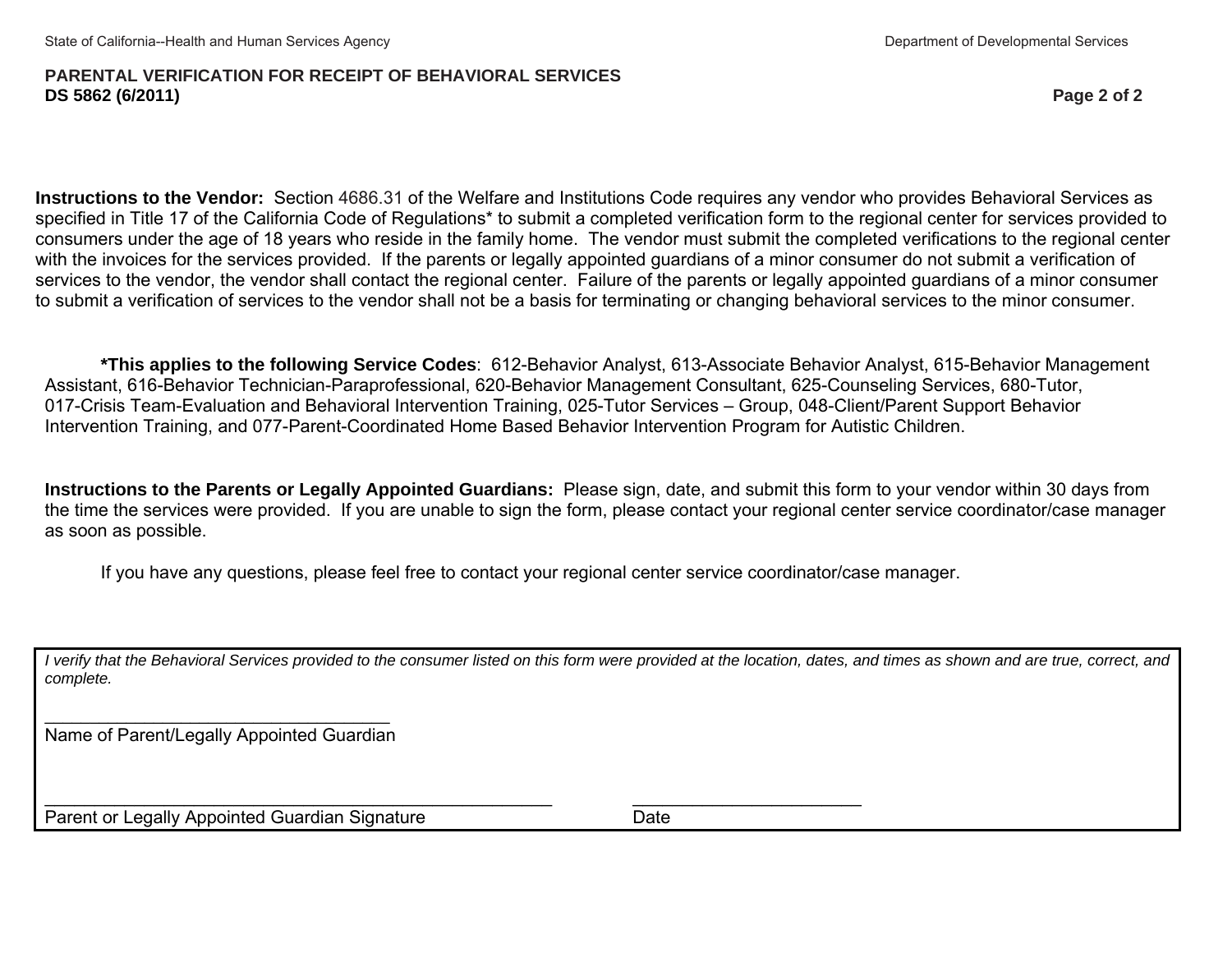**PARENTAL VERIFICATION FOR RECEIPT OF BEHAVIORAL SERVICES**
**DS 5862 (6/2011)**

**Instructions to the Vendor:** Section 4686.31 of the Welfare and Institutions Code requires any vendor who provides Behavioral Services as specified in Title 17 of the California Code of Regulations* to submit a completed verification form to the regional center for services provided to consumers under the age of 18 years who reside in the family home. The vendor must submit the completed verifications to the regional center with the invoices for the services provided. If the parents or legally appointed guardians of a minor consumer do not submit a verification of services to the vendor, the vendor shall contact the regional center. Failure of the parents or legally appointed guardians of a minor consumer to submit a verification of services to the vendor shall not be a basis for terminating or changing behavioral services to the minor consumer.

**\*This applies to the following Service Codes**: 612-Behavior Analyst, 613-Associate Behavior Analyst, 615-Behavior Management Assistant, 616-Behavior Technician-Paraprofessional, 620-Behavior Management Consultant, 625-Counseling Services, 680-Tutor, 017-Crisis Team-Evaluation and Behavioral Intervention Training, 025-Tutor Services – Group, 048-Client/Parent Support Behavior Intervention Training, and 077-Parent-Coordinated Home Based Behavior Intervention Program for Autistic Children.

**Instructions to the Parents or Legally Appointed Guardians:** Please sign, date, and submit this form to your vendor within 30 days from the time the services were provided. If you are unable to sign the form, please contact your regional center service coordinator/case manager as soon as possible.

If you have any questions, please feel free to contact your regional center service coordinator/case manager.

*I verify that the Behavioral Services provided to the consumer listed on this form were provided at the location, dates, and times as shown and are true, correct, and complete.*

\_\_\_\_\_\_\_\_\_\_\_\_\_\_\_\_\_\_\_\_\_\_\_\_\_\_\_\_\_\_\_\_\_\_\_\_
Name of Parent/Legally Appointed Guardian

\_\_\_\_\_\_\_\_\_\_\_\_\_\_\_\_\_\_\_\_\_\_\_\_\_\_\_\_\_\_\_\_\_\_\_\_\_\_\_\_\_\_\_\_\_\_\_\_\_\_\_\_\_ \_\_\_\_\_\_\_\_\_\_\_\_\_\_\_\_\_\_\_\_\_\_\_\_
Parent or Legally Appointed Guardian Signature Date